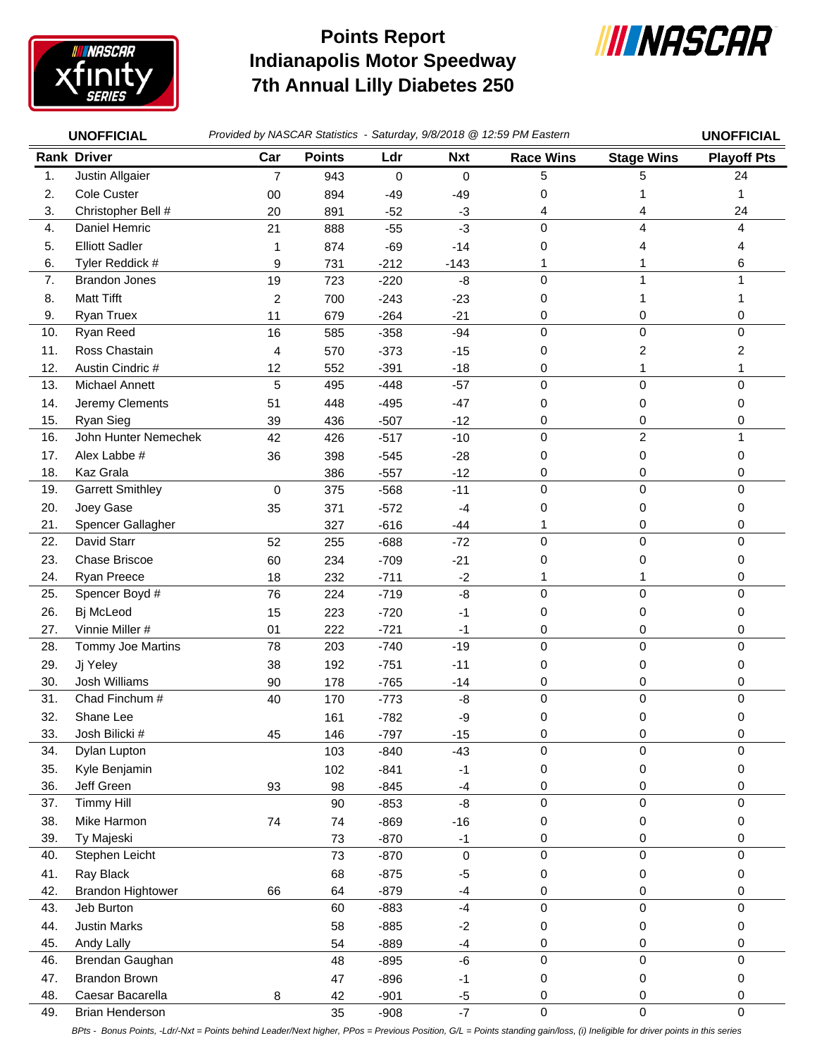# Points Report
# Indianapolis Motor Speedway
# 7th Annual Lilly Diabetes 250

**UNOFFICIAL** *Provided by NASCAR Statistics - Saturday, 9/8/2018 @ 12:59 PM Eastern* **UNOFFICIAL**

| Rank | Driver | Car | Points | Ldr | Nxt | Race Wins | Stage Wins | Playoff Pts |
|---|---|---|---|---|---|---|---|---|
| 1. | Justin Allgaier | 7 | 943 | 0 | 0 | 5 | 5 | 24 |
| 2. | Cole Custer | 00 | 894 | -49 | -49 | 0 | 1 | 1 |
| 3. | Christopher Bell # | 20 | 891 | -52 | -3 | 4 | 4 | 24 |
| 4. | Daniel Hemric | 21 | 888 | -55 | -3 | 0 | 4 | 4 |
| 5. | Elliott Sadler | 1 | 874 | -69 | -14 | 0 | 4 | 4 |
| 6. | Tyler Reddick # | 9 | 731 | -212 | -143 | 1 | 1 | 6 |
| 7. | Brandon Jones | 19 | 723 | -220 | -8 | 0 | 1 | 1 |
| 8. | Matt Tifft | 2 | 700 | -243 | -23 | 0 | 1 | 1 |
| 9. | Ryan Truex | 11 | 679 | -264 | -21 | 0 | 0 | 0 |
| 10. | Ryan Reed | 16 | 585 | -358 | -94 | 0 | 0 | 0 |
| 11. | Ross Chastain | 4 | 570 | -373 | -15 | 0 | 2 | 2 |
| 12. | Austin Cindric # | 12 | 552 | -391 | -18 | 0 | 1 | 1 |
| 13. | Michael Annett | 5 | 495 | -448 | -57 | 0 | 0 | 0 |
| 14. | Jeremy Clements | 51 | 448 | -495 | -47 | 0 | 0 | 0 |
| 15. | Ryan Sieg | 39 | 436 | -507 | -12 | 0 | 0 | 0 |
| 16. | John Hunter Nemechek | 42 | 426 | -517 | -10 | 0 | 2 | 1 |
| 17. | Alex Labbe # | 36 | 398 | -545 | -28 | 0 | 0 | 0 |
| 18. | Kaz Grala | | 386 | -557 | -12 | 0 | 0 | 0 |
| 19. | Garrett Smithley | 0 | 375 | -568 | -11 | 0 | 0 | 0 |
| 20. | Joey Gase | 35 | 371 | -572 | -4 | 0 | 0 | 0 |
| 21. | Spencer Gallagher | | 327 | -616 | -44 | 1 | 0 | 0 |
| 22. | David Starr | 52 | 255 | -688 | -72 | 0 | 0 | 0 |
| 23. | Chase Briscoe | 60 | 234 | -709 | -21 | 0 | 0 | 0 |
| 24. | Ryan Preece | 18 | 232 | -711 | -2 | 1 | 1 | 0 |
| 25. | Spencer Boyd # | 76 | 224 | -719 | -8 | 0 | 0 | 0 |
| 26. | Bj McLeod | 15 | 223 | -720 | -1 | 0 | 0 | 0 |
| 27. | Vinnie Miller # | 01 | 222 | -721 | -1 | 0 | 0 | 0 |
| 28. | Tommy Joe Martins | 78 | 203 | -740 | -19 | 0 | 0 | 0 |
| 29. | Jj Yeley | 38 | 192 | -751 | -11 | 0 | 0 | 0 |
| 30. | Josh Williams | 90 | 178 | -765 | -14 | 0 | 0 | 0 |
| 31. | Chad Finchum # | 40 | 170 | -773 | -8 | 0 | 0 | 0 |
| 32. | Shane Lee | | 161 | -782 | -9 | 0 | 0 | 0 |
| 33. | Josh Bilicki # | 45 | 146 | -797 | -15 | 0 | 0 | 0 |
| 34. | Dylan Lupton | | 103 | -840 | -43 | 0 | 0 | 0 |
| 35. | Kyle Benjamin | | 102 | -841 | -1 | 0 | 0 | 0 |
| 36. | Jeff Green | 93 | 98 | -845 | -4 | 0 | 0 | 0 |
| 37. | Timmy Hill | | 90 | -853 | -8 | 0 | 0 | 0 |
| 38. | Mike Harmon | 74 | 74 | -869 | -16 | 0 | 0 | 0 |
| 39. | Ty Majeski | | 73 | -870 | -1 | 0 | 0 | 0 |
| 40. | Stephen Leicht | | 73 | -870 | 0 | 0 | 0 | 0 |
| 41. | Ray Black | | 68 | -875 | -5 | 0 | 0 | 0 |
| 42. | Brandon Hightower | 66 | 64 | -879 | -4 | 0 | 0 | 0 |
| 43. | Jeb Burton | | 60 | -883 | -4 | 0 | 0 | 0 |
| 44. | Justin Marks | | 58 | -885 | -2 | 0 | 0 | 0 |
| 45. | Andy Lally | | 54 | -889 | -4 | 0 | 0 | 0 |
| 46. | Brendan Gaughan | | 48 | -895 | -6 | 0 | 0 | 0 |
| 47. | Brandon Brown | | 47 | -896 | -1 | 0 | 0 | 0 |
| 48. | Caesar Bacarella | 8 | 42 | -901 | -5 | 0 | 0 | 0 |
| 49. | Brian Henderson | | 35 | -908 | -7 | 0 | 0 | 0 |

*BPts - Bonus Points, -Ldr/-Nxt = Points behind Leader/Next higher, PPos = Previous Position, G/L = Points standing gain/loss, (i) Ineligible for driver points in this series*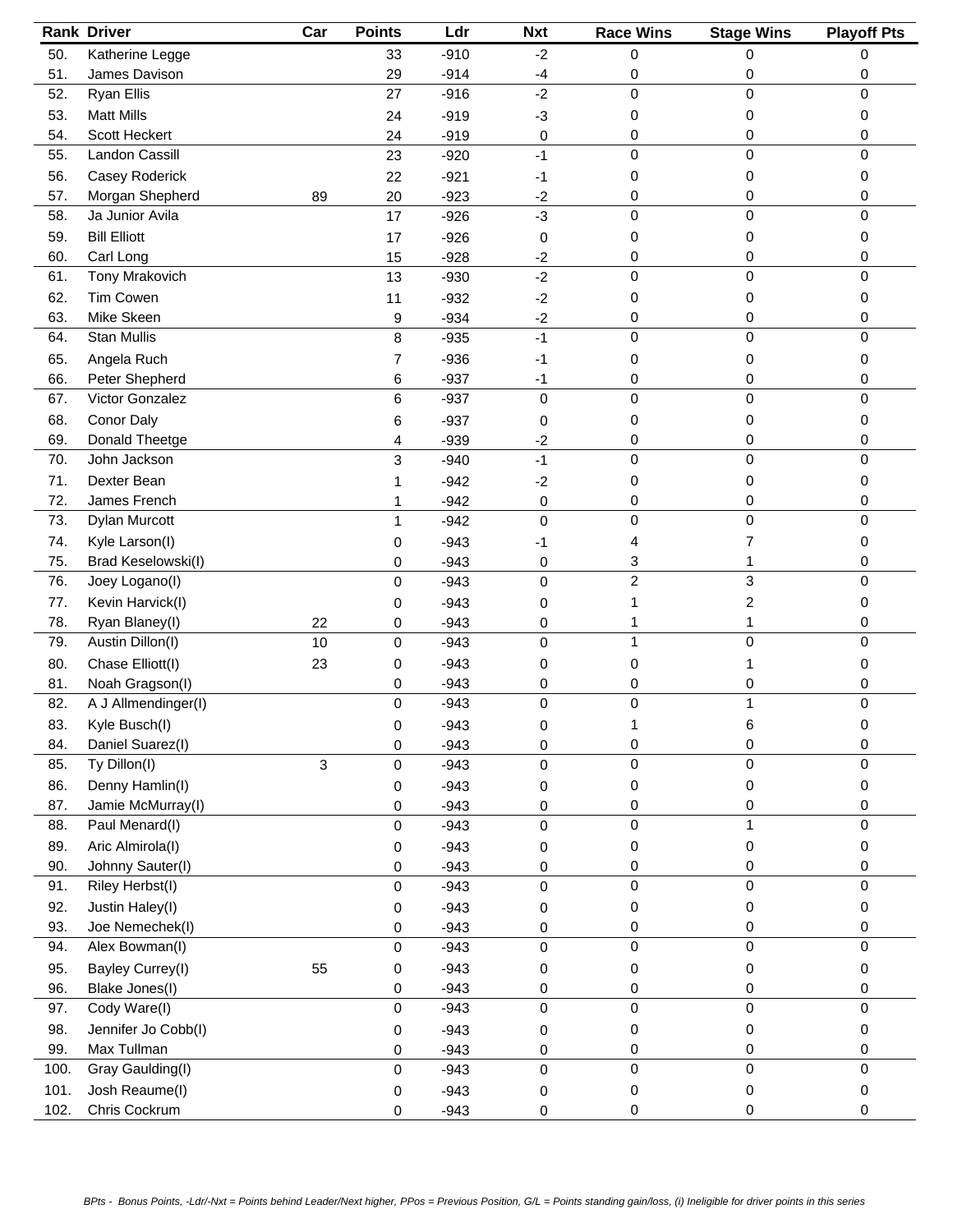| Rank | Driver | Car | Points | Ldr | Nxt | Race Wins | Stage Wins | Playoff Pts |
|---|---|---|---|---|---|---|---|---|
| 50. | Katherine Legge | | 33 | -910 | -2 | 0 | 0 | 0 |
| 51. | James Davison | | 29 | -914 | -4 | 0 | 0 | 0 |
| 52. | Ryan Ellis | | 27 | -916 | -2 | 0 | 0 | 0 |
| 53. | Matt Mills | | 24 | -919 | -3 | 0 | 0 | 0 |
| 54. | Scott Heckert | | 24 | -919 | 0 | 0 | 0 | 0 |
| 55. | Landon Cassill | | 23 | -920 | -1 | 0 | 0 | 0 |
| 56. | Casey Roderick | | 22 | -921 | -1 | 0 | 0 | 0 |
| 57. | Morgan Shepherd | 89 | 20 | -923 | -2 | 0 | 0 | 0 |
| 58. | Ja Junior Avila | | 17 | -926 | -3 | 0 | 0 | 0 |
| 59. | Bill Elliott | | 17 | -926 | 0 | 0 | 0 | 0 |
| 60. | Carl Long | | 15 | -928 | -2 | 0 | 0 | 0 |
| 61. | Tony Mrakovich | | 13 | -930 | -2 | 0 | 0 | 0 |
| 62. | Tim Cowen | | 11 | -932 | -2 | 0 | 0 | 0 |
| 63. | Mike Skeen | | 9 | -934 | -2 | 0 | 0 | 0 |
| 64. | Stan Mullis | | 8 | -935 | -1 | 0 | 0 | 0 |
| 65. | Angela Ruch | | 7 | -936 | -1 | 0 | 0 | 0 |
| 66. | Peter Shepherd | | 6 | -937 | -1 | 0 | 0 | 0 |
| 67. | Victor Gonzalez | | 6 | -937 | 0 | 0 | 0 | 0 |
| 68. | Conor Daly | | 6 | -937 | 0 | 0 | 0 | 0 |
| 69. | Donald Theetge | | 4 | -939 | -2 | 0 | 0 | 0 |
| 70. | John Jackson | | 3 | -940 | -1 | 0 | 0 | 0 |
| 71. | Dexter Bean | | 1 | -942 | -2 | 0 | 0 | 0 |
| 72. | James French | | 1 | -942 | 0 | 0 | 0 | 0 |
| 73. | Dylan Murcott | | 1 | -942 | 0 | 0 | 0 | 0 |
| 74. | Kyle Larson(I) | | 0 | -943 | -1 | 4 | 7 | 0 |
| 75. | Brad Keselowski(I) | | 0 | -943 | 0 | 3 | 1 | 0 |
| 76. | Joey Logano(I) | | 0 | -943 | 0 | 2 | 3 | 0 |
| 77. | Kevin Harvick(I) | | 0 | -943 | 0 | 1 | 2 | 0 |
| 78. | Ryan Blaney(I) | 22 | 0 | -943 | 0 | 1 | 1 | 0 |
| 79. | Austin Dillon(I) | 10 | 0 | -943 | 0 | 1 | 0 | 0 |
| 80. | Chase Elliott(I) | 23 | 0 | -943 | 0 | 0 | 1 | 0 |
| 81. | Noah Gragson(I) | | 0 | -943 | 0 | 0 | 0 | 0 |
| 82. | A J Allmendinger(I) | | 0 | -943 | 0 | 0 | 1 | 0 |
| 83. | Kyle Busch(I) | | 0 | -943 | 0 | 1 | 6 | 0 |
| 84. | Daniel Suarez(I) | | 0 | -943 | 0 | 0 | 0 | 0 |
| 85. | Ty Dillon(I) | 3 | 0 | -943 | 0 | 0 | 0 | 0 |
| 86. | Denny Hamlin(I) | | 0 | -943 | 0 | 0 | 0 | 0 |
| 87. | Jamie McMurray(I) | | 0 | -943 | 0 | 0 | 0 | 0 |
| 88. | Paul Menard(I) | | 0 | -943 | 0 | 0 | 1 | 0 |
| 89. | Aric Almirola(I) | | 0 | -943 | 0 | 0 | 0 | 0 |
| 90. | Johnny Sauter(I) | | 0 | -943 | 0 | 0 | 0 | 0 |
| 91. | Riley Herbst(I) | | 0 | -943 | 0 | 0 | 0 | 0 |
| 92. | Justin Haley(I) | | 0 | -943 | 0 | 0 | 0 | 0 |
| 93. | Joe Nemechek(I) | | 0 | -943 | 0 | 0 | 0 | 0 |
| 94. | Alex Bowman(I) | | 0 | -943 | 0 | 0 | 0 | 0 |
| 95. | Bayley Currey(I) | 55 | 0 | -943 | 0 | 0 | 0 | 0 |
| 96. | Blake Jones(I) | | 0 | -943 | 0 | 0 | 0 | 0 |
| 97. | Cody Ware(I) | | 0 | -943 | 0 | 0 | 0 | 0 |
| 98. | Jennifer Jo Cobb(I) | | 0 | -943 | 0 | 0 | 0 | 0 |
| 99. | Max Tullman | | 0 | -943 | 0 | 0 | 0 | 0 |
| 100. | Gray Gaulding(I) | | 0 | -943 | 0 | 0 | 0 | 0 |
| 101. | Josh Reaume(I) | | 0 | -943 | 0 | 0 | 0 | 0 |
| 102. | Chris Cockrum | | 0 | -943 | 0 | 0 | 0 | 0 |

*BPts - Bonus Points, -Ldr/-Nxt = Points behind Leader/Next higher, PPos = Previous Position, G/L = Points standing gain/loss, (i) Ineligible for driver points in this series*